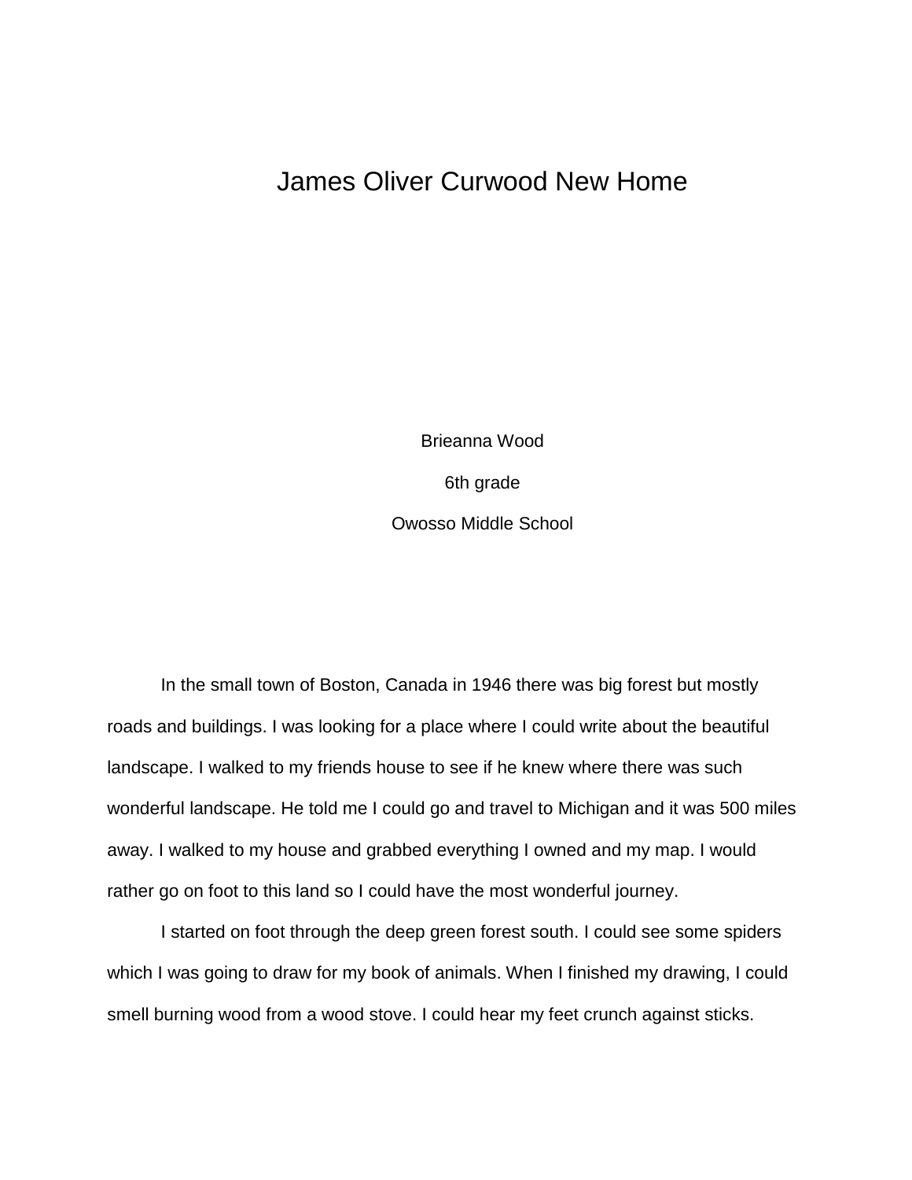# James Oliver Curwood New Home

Brieanna Wood

6th grade

Owosso Middle School

In the small town of Boston, Canada in 1946 there was big forest but mostly roads and buildings. I was looking for a place where I could write about the beautiful landscape. I walked to my friends house to see if he knew where there was such wonderful landscape. He told me I could go and travel to Michigan and it was 500 miles away. I walked to my house and grabbed everything I owned and my map. I would rather go on foot to this land so I could have the most wonderful journey.

I started on foot through the deep green forest south. I could see some spiders which I was going to draw for my book of animals. When I finished my drawing, I could smell burning wood from a wood stove. I could hear my feet crunch against sticks.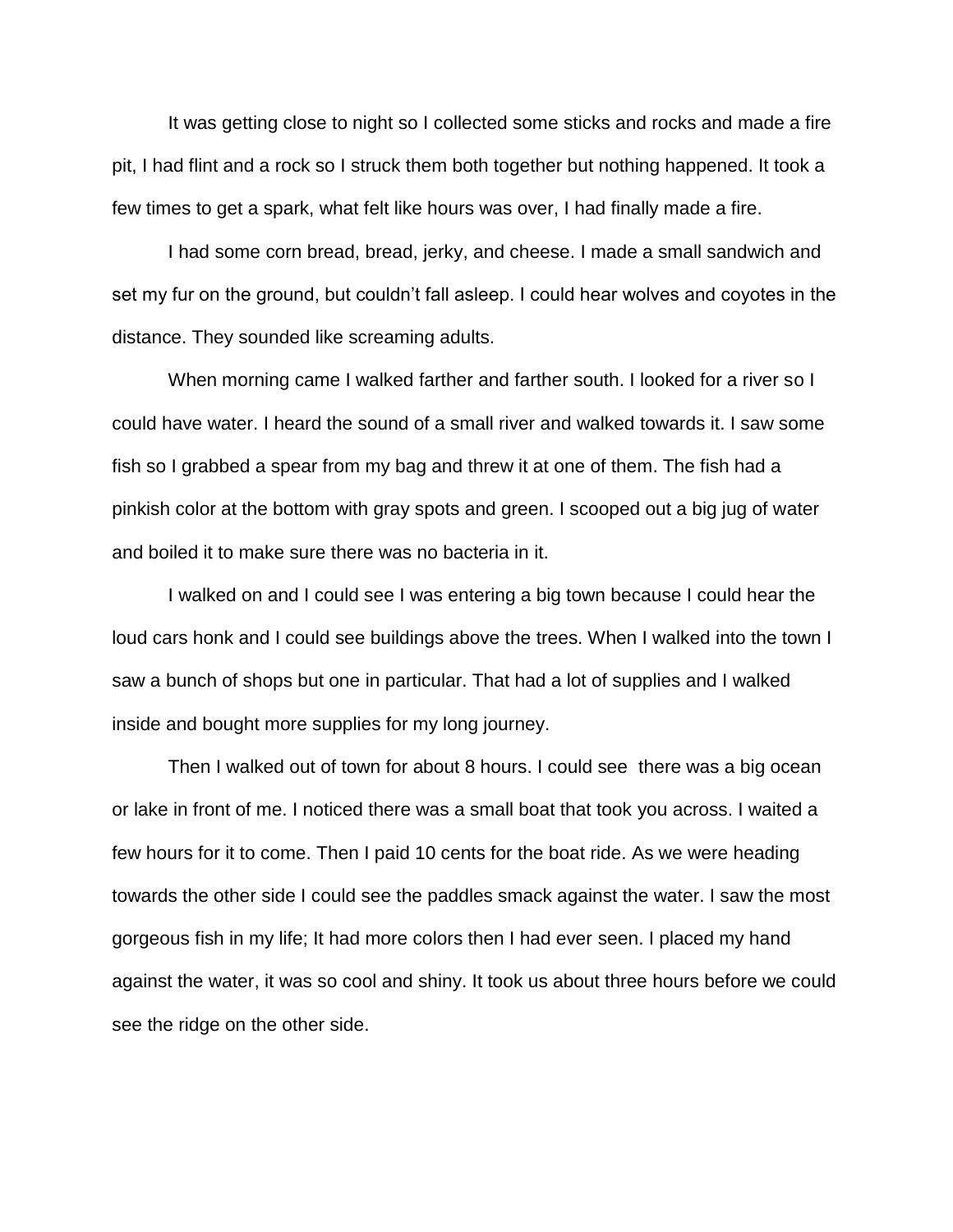It was getting close to night so I collected some sticks and rocks and made a fire pit, I had flint and a rock so I struck them both together but nothing happened. It took a few times to get a spark, what felt like hours was over, I had finally made a fire.

I had some corn bread, bread, jerky, and cheese. I made a small sandwich and set my fur on the ground, but couldn't fall asleep. I could hear wolves and coyotes in the distance. They sounded like screaming adults.

When morning came I walked farther and farther south. I looked for a river so I could have water. I heard the sound of a small river and walked towards it. I saw some fish so I grabbed a spear from my bag and threw it at one of them. The fish had a pinkish color at the bottom with gray spots and green. I scooped out a big jug of water and boiled it to make sure there was no bacteria in it.

I walked on and I could see I was entering a big town because I could hear the loud cars honk and I could see buildings above the trees. When I walked into the town I saw a bunch of shops but one in particular. That had a lot of supplies and I walked inside and bought more supplies for my long journey.

Then I walked out of town for about 8 hours. I could see there was a big ocean or lake in front of me. I noticed there was a small boat that took you across. I waited a few hours for it to come. Then I paid 10 cents for the boat ride. As we were heading towards the other side I could see the paddles smack against the water. I saw the most gorgeous fish in my life; It had more colors then I had ever seen. I placed my hand against the water, it was so cool and shiny. It took us about three hours before we could see the ridge on the other side.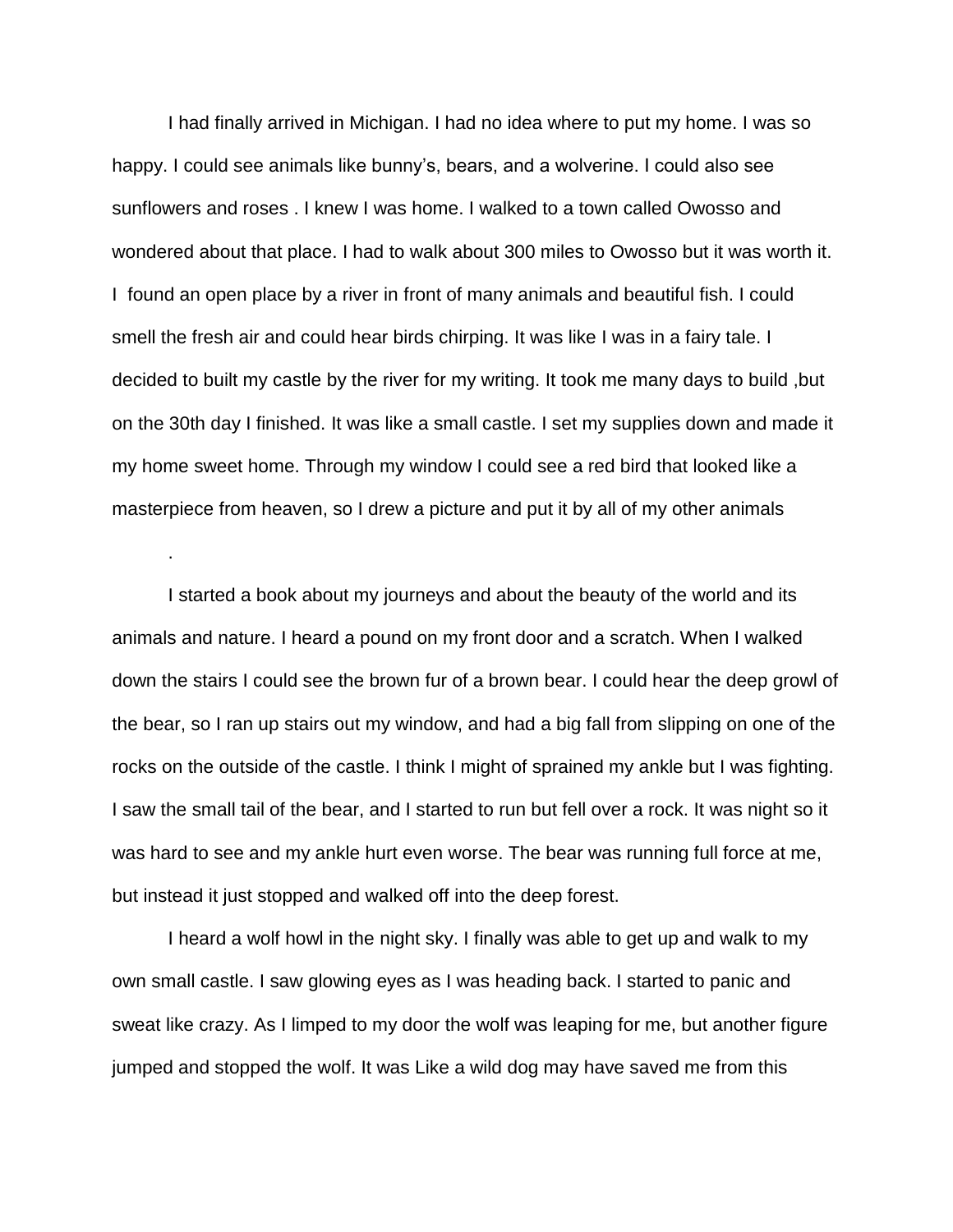I had finally arrived in Michigan. I had no idea where to put my home. I was so happy. I could see animals like bunny's, bears, and a wolverine. I could also see sunflowers and roses . I knew I was home. I walked to a town called Owosso and wondered about that place. I had to walk about 300 miles to Owosso but it was worth it. I found an open place by a river in front of many animals and beautiful fish. I could smell the fresh air and could hear birds chirping. It was like I was in a fairy tale. I decided to built my castle by the river for my writing. It took me many days to build ,but on the 30th day I finished. It was like a small castle. I set my supplies down and made it my home sweet home. Through my window I could see a red bird that looked like a masterpiece from heaven, so I drew a picture and put it by all of my other animals

.

I started a book about my journeys and about the beauty of the world and its animals and nature. I heard a pound on my front door and a scratch. When I walked down the stairs I could see the brown fur of a brown bear. I could hear the deep growl of the bear, so I ran up stairs out my window, and had a big fall from slipping on one of the rocks on the outside of the castle. I think I might of sprained my ankle but I was fighting. I saw the small tail of the bear, and I started to run but fell over a rock. It was night so it was hard to see and my ankle hurt even worse. The bear was running full force at me, but instead it just stopped and walked off into the deep forest.

I heard a wolf howl in the night sky. I finally was able to get up and walk to my own small castle. I saw glowing eyes as I was heading back. I started to panic and sweat like crazy. As I limped to my door the wolf was leaping for me, but another figure jumped and stopped the wolf. It was Like a wild dog may have saved me from this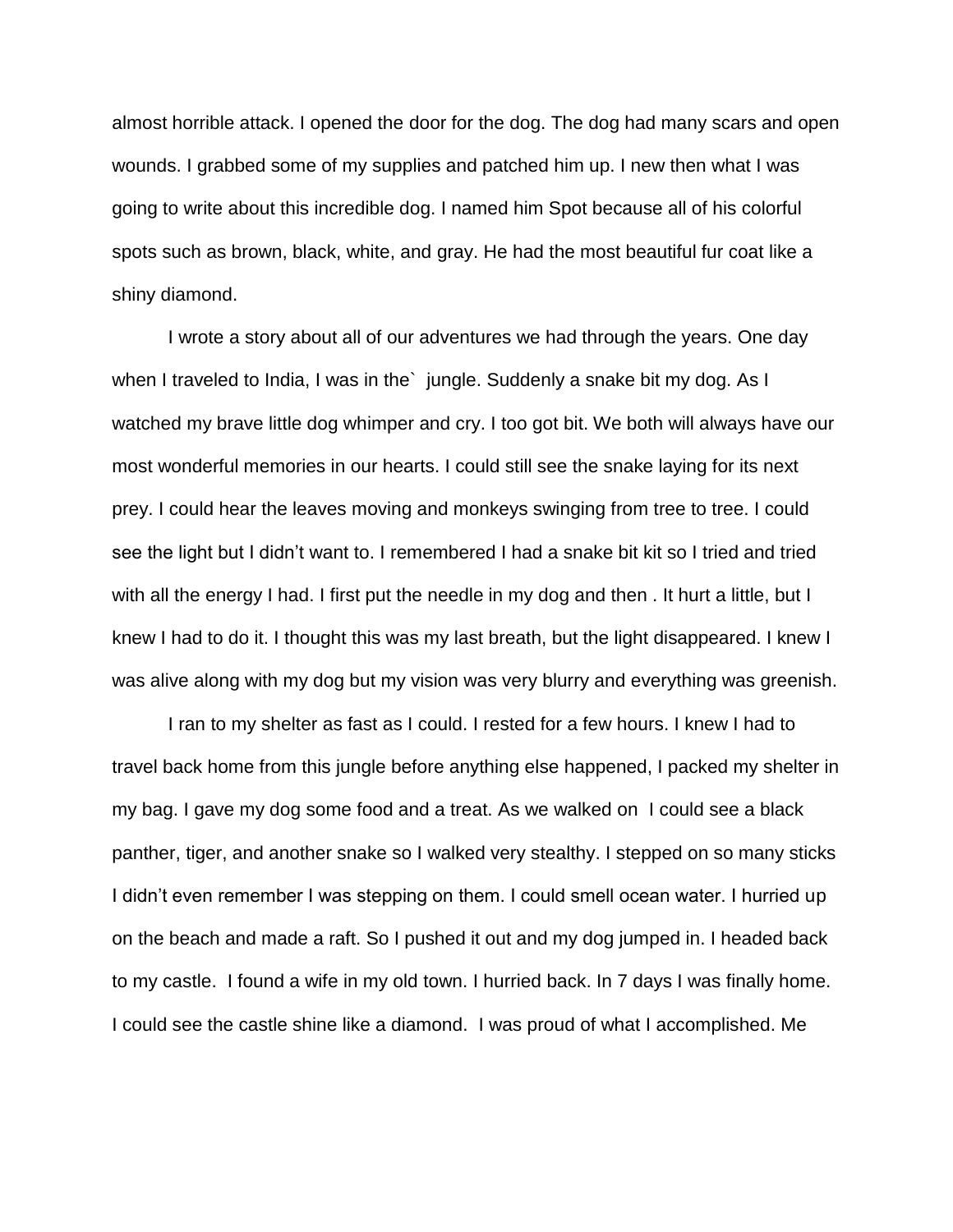almost horrible attack. I opened the door for the dog. The dog had many scars and open wounds. I grabbed some of my supplies and patched him up. I new then what I was going to write about this incredible dog. I named him Spot because all of his colorful spots such as brown, black, white, and gray. He had the most beautiful fur coat like a shiny diamond.

I wrote a story about all of our adventures we had through the years. One day when I traveled to India, I was in the` jungle. Suddenly a snake bit my dog. As I watched my brave little dog whimper and cry. I too got bit. We both will always have our most wonderful memories in our hearts. I could still see the snake laying for its next prey. I could hear the leaves moving and monkeys swinging from tree to tree. I could see the light but I didn't want to. I remembered I had a snake bit kit so I tried and tried with all the energy I had. I first put the needle in my dog and then . It hurt a little, but I knew I had to do it. I thought this was my last breath, but the light disappeared. I knew I was alive along with my dog but my vision was very blurry and everything was greenish.

I ran to my shelter as fast as I could. I rested for a few hours. I knew I had to travel back home from this jungle before anything else happened, I packed my shelter in my bag. I gave my dog some food and a treat. As we walked on I could see a black panther, tiger, and another snake so I walked very stealthy. I stepped on so many sticks I didn't even remember I was stepping on them. I could smell ocean water. I hurried up on the beach and made a raft. So I pushed it out and my dog jumped in. I headed back to my castle. I found a wife in my old town. I hurried back. In 7 days I was finally home. I could see the castle shine like a diamond. I was proud of what I accomplished. Me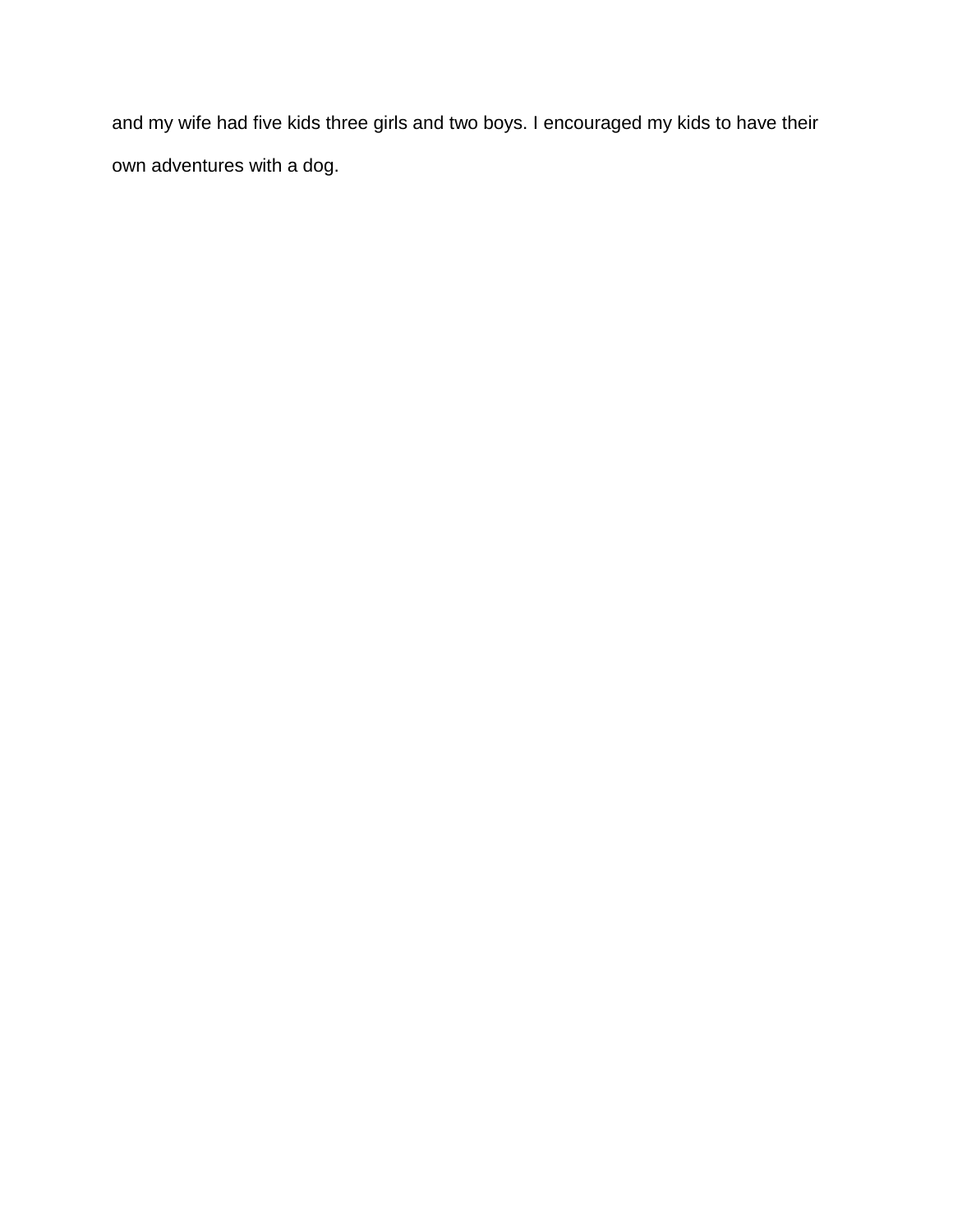and my wife had five kids three girls and two boys. I encouraged my kids to have their own adventures with a dog.